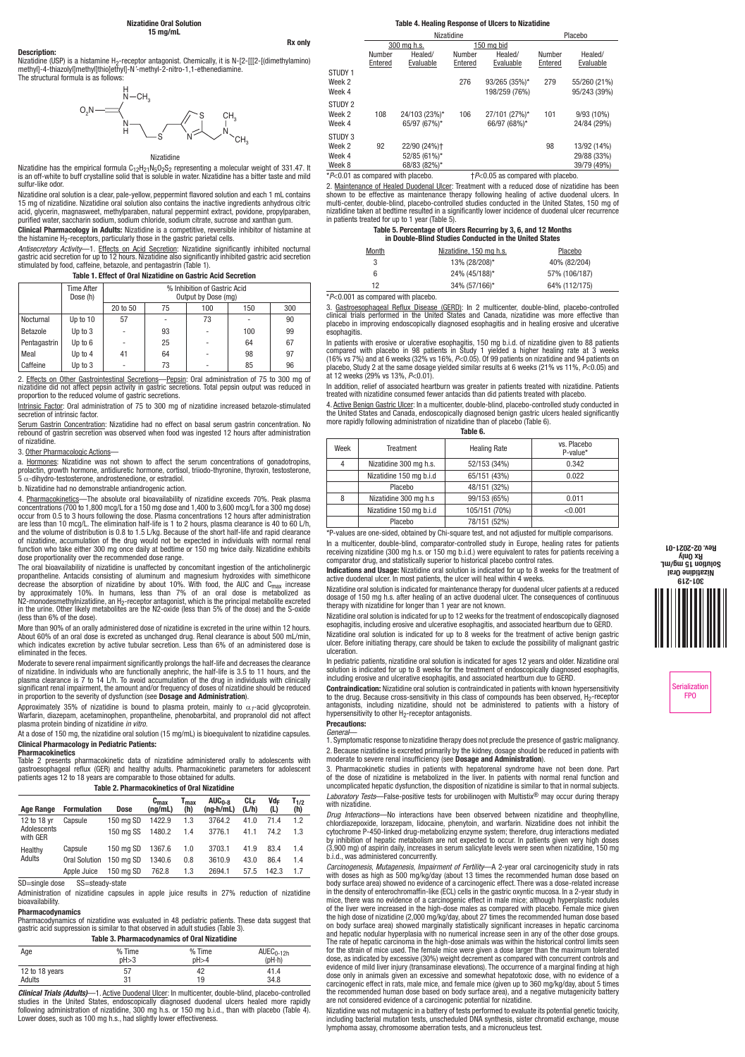# Nizatidine Oral Solution 15 mg/mL

**Rx only**

**Description:**

Nizatidine (USP) is a histamine $H_2$-receptor antagonist. Chemically, it is N-[2-[[[2-[(dimethylamino) methyl]-4-thiazolyl]methyl]thio]ethyl]-N′-methyl-2-nitro-1,1-ethenediamine.

The structural formula is as follows:

Nizatidine

Nizatidine has the empirical formula $C_{12}H_{21}N_5O_2S_2$ representing a molecular weight of 331.47. It is an off-white to buff crystalline solid that is soluble in water. Nizatidine has a bitter taste and mild sulfur-like odor.

Nizatidine oral solution is a clear, pale-yellow, peppermint flavored solution and each 1 mL contains 15 mg of nizatidine. Nizatidine oral solution also contains the inactive ingredients anhydrous citric acid, glycerin, magnasweet, methylparaben, natural peppermint extract, povidone, propylparaben, purified water, saccharin sodium, sodium chloride, sodium citrate, sucrose and xanthan gum.

**Clinical Pharmacology in Adults:** Nizatidine is a competitive, reversible inhibitor of histamine at the histamine $H_2$-receptors, particularly those in the gastric parietal cells.

*Antisecretory Activity*—1. Effects on Acid Secretion: Nizatidine significantly inhibited nocturnal gastric acid secretion for up to 12 hours. Nizatidine also significantly inhibited gastric acid secretion stimulated by food, caffeine, betazole, and pentagastrin (Table 1).

**Table 1. Effect of Oral Nizatidine on Gastric Acid Secretion**

| | Time After Dose (h) | % Inhibition of Gastric Acid Output by Dose (mg) | | | | |
|---|---|---|---|---|---|---|
| | | 20 to 50 | 75 | 100 | 150 | 300 |
| Nocturnal | Up to 10 | 57 | - | 73 | - | 90 |
| Betazole | Up to 3 | - | 93 | - | 100 | 99 |
| Pentagastrin | Up to 6 | - | 25 | - | 64 | 67 |
| Meal | Up to 4 | 41 | 64 | - | 98 | 97 |
| Caffeine | Up to 3 | - | 73 | - | 85 | 96 |

2. Effects on Other Gastrointestinal Secretions—Pepsin: Oral administration of 75 to 300 mg of nizatidine did not affect pepsin activity in gastric secretions. Total pepsin output was reduced in proportion to the reduced volume of gastric secretions.

Intrinsic Factor: Oral administration of 75 to 300 mg of nizatidine increased betazole-stimulated secretion of intrinsic factor.

Serum Gastrin Concentration: Nizatidine had no effect on basal serum gastrin concentration. No rebound of gastrin secretion was observed when food was ingested 12 hours after administration of nizatidine.

3. Other Pharmacologic Actions—

a. Hormones: Nizatidine was not shown to affect the serum concentrations of gonadotropins, prolactin, growth hormone, antidiuretic hormone, cortisol, triiodo-thyronine, thyroxin, testosterone, 5 α-dihydro-testosterone, androstenedione, or estradiol.

b. Nizatidine had no demonstrable antiandrogenic action.

4. Pharmacokinetics—The absolute oral bioavailability of nizatidine exceeds 70%. Peak plasma concentrations (700 to 1,800 mcg/L for a 150 mg dose and 1,400 to 3,600 mcg/L for a 300 mg dose) occur from 0.5 to 3 hours following the dose. Plasma concentrations 12 hours after administration are less than 10 mcg/L. The elimination half-life is 1 to 2 hours, plasma clearance is 40 to 60 L/h, and the volume of distribution is 0.8 to 1.5 L/kg. Because of the short half-life and rapid clearance of nizatidine, accumulation of the drug would not be expected in individuals with normal renal function who take either 300 mg once daily at bedtime or 150 mg twice daily. Nizatidine exhibits dose proportionality over the recommended dose range.

The oral bioavailability of nizatidine is unaffected by concomitant ingestion of the anticholinergic propantheline. Antacids consisting of aluminum and magnesium hydroxides with simethicone decrease the absorption of nizatidine by about 10%. With food, the AUC and $C_{max}$ increase by approximately 10%. In humans, less than 7% of an oral dose is metabolized as N2-monodesmethylnizatidine, an $H_2$-receptor antagonist, which is the principal metabolite excreted in the urine. Other likely metabolites are the N2-oxide (less than 5% of the dose) and the S-oxide (less than 6% of the dose).

More than 90% of an orally administered dose of nizatidine is excreted in the urine within 12 hours. About 60% of an oral dose is excreted as unchanged drug. Renal clearance is about 500 mL/min, which indicates excretion by active tubular secretion. Less than 6% of an administered dose is eliminated in the feces.

Moderate to severe renal impairment significantly prolongs the half-life and decreases the clearance of nizatidine. In individuals who are functionally anephric, the half-life is 3.5 to 11 hours, and the plasma clearance is 7 to 14 L/h. To avoid accumulation of the drug in individuals with clinically significant renal impairment, the amount and/or frequency of doses of nizatidine should be reduced in proportion to the severity of dysfunction (see **Dosage and Administration**).

Approximately 35% of nizatidine is bound to plasma protein, mainly to $\alpha_1$-acid glycoprotein. Warfarin, diazepam, acetaminophen, propantheline, phenobarbital, and propranolol did not affect plasma protein binding of nizatidine *in vitro*.

At a dose of 150 mg, the nizatidine oral solution (15 mg/mL) is bioequivalent to nizatidine capsules.

**Clinical Pharmacology in Pediatric Patients:**

**Pharmacokinetics**

Table 2 presents pharmacokinetic data of nizatidine administered orally to adolescents with gastroesophageal reflux (GER) and healthy adults. Pharmacokinetic parameters for adolescent patients ages 12 to 18 years are comparable to those obtained for adults.

**Table 2. Pharmacokinetics of Oral Nizatidine**

| Age Range | Formulation | Dose | $C_{max}$ (ng/mL) | $T_{max}$ (h) | $AUC_{0-8}$ (ng-h/mL) | $CL_F$ (L/h) | $Vd_F$ (L) | $T_{1/2}$ (h) |
|---|---|---|---|---|---|---|---|---|
| 12 to 18 yr Adolescents with GER | Capsule | 150 mg SD | 1422.9 | 1.3 | 3764.2 | 41.0 | 71.4 | 1.2 |
| | | 150 mg SS | 1480.2 | 1.4 | 3776.1 | 41.1 | 74.2 | 1.3 |
| Healthy Adults | Capsule | 150 mg SD | 1367.6 | 1.0 | 3703.1 | 41.9 | 83.4 | 1.4 |
| | Oral Solution | 150 mg SD | 1340.6 | 0.8 | 3610.9 | 43.0 | 86.4 | 1.4 |
| | Apple Juice | 150 mg SD | 762.8 | 1.3 | 2694.1 | 57.5 | 142.3 | 1.7 |

SD=single dose SS=steady-state

Administration of nizatidine capsules in apple juice results in 27% reduction of nizatidine bioavailability.

**Pharmacodynamics**

Pharmacodynamics of nizatidine was evaluated in 48 pediatric patients. These data suggest that gastric acid suppression is similar to that observed in adult studies (Table 3).

**Table 3. Pharmacodynamics of Oral Nizatidine**

| Age | % Time pH>3 | % Time pH>4 | $AUEC_{0-12h}$ (pH·h) |
|---|---|---|---|
| 12 to 18 years | 57 | 42 | 41.4 |
| Adults | 31 | 19 | 34.8 |

***Clinical Trials (Adults)***—1. Active Duodenal Ulcer: In multicenter, double-blind, placebo-controlled studies in the United States, endoscopically diagnosed duodenal ulcers healed more rapidly following administration of nizatidine, 300 mg h.s. or 150 mg b.i.d., than with placebo (Table 4). Lower doses, such as 100 mg h.s., had slightly lower effectiveness.

**Table 4. Healing Response of Ulcers to Nizatidine**

| | Nizatidine | | | | Placebo | |
|---|---|---|---|---|---|---|
| | 300 mg h.s. | | 150 mg bid | | | |
| | Number Entered | Healed/ Evaluable | Number Entered | Healed/ Evaluable | Number Entered | Healed/ Evaluable |
| STUDY 1 | | | | | | |
| Week 2 | | | 276 | 93/265 (35%)* | 279 | 55/260 (21%) |
| Week 4 | | | | 198/259 (76%) | | 95/243 (39%) |
| STUDY 2 | | | | | | |
| Week 2 | 108 | 24/103 (23%)* | 106 | 27/101 (27%)* | 101 | 9/93 (10%) |
| Week 4 | | 65/97 (67%)* | | 66/97 (68%)* | | 24/84 (29%) |
| STUDY 3 | | | | | | |
| Week 2 | 92 | 22/90 (24%)† | | | 98 | 13/92 (14%) |
| Week 4 | | 52/85 (61%)* | | | | 29/88 (33%) |
| Week 8 | | 68/83 (82%)* | | | | 39/79 (49%) |

*P<0.01 as compared with placebo. †P<0.05 as compared with placebo.

2. Maintenance of Healed Duodenal Ulcer: Treatment with a reduced dose of nizatidine has been shown to be effective as maintenance therapy following healing of active duodenal ulcers. In multi-center, double-blind, placebo-controlled studies conducted in the United States, 150 mg of nizatidine taken at bedtime resulted in a significantly lower incidence of duodenal ulcer recurrence in patients treated for up to 1 year (Table 5).

**Table 5. Percentage of Ulcers Recurring by 3, 6, and 12 Months in Double-Blind Studies Conducted in the United States**

| Month | Nizatidine, 150 mg h.s. | Placebo |
|---|---|---|
| 3 | 13% (28/208)* | 40% (82/204) |
| 6 | 24% (45/188)* | 57% (106/187) |
| 12 | 34% (57/166)* | 64% (112/175) |

*P<0.001 as compared with placebo.

3. Gastroesophageal Reflux Disease (GERD): In 2 multicenter, double-blind, placebo-controlled clinical trials performed in the United States and Canada, nizatidine was more effective than placebo in improving endoscopically diagnosed esophagitis and in healing erosive and ulcerative esophagitis.

In patients with erosive or ulcerative esophagitis, 150 mg b.i.d. of nizatidine given to 88 patients compared with placebo in 98 patients in Study 1 yielded a higher healing rate at 3 weeks (16% vs 7%) and at 6 weeks (32% vs 16%, $P<0.05$). Of 99 patients on nizatidine and 94 patients on placebo, Study 2 at the same dosage yielded similar results at 6 weeks (21% vs 11%, $P<0.05$) and at 12 weeks (29% vs 13%, $P<0.01$).

In addition, relief of associated heartburn was greater in patients treated with nizatidine. Patients treated with nizatidine consumed fewer antacids than did patients treated with placebo.

4. Active Benign Gastric Ulcer: In a multicenter, double-blind, placebo-controlled study conducted in the United States and Canada, endoscopically diagnosed benign gastric ulcers healed significantly more rapidly following administration of nizatidine than of placebo (Table 6).

**Table 6.**

| Week | Treatment | Healing Rate | vs. Placebo P-value* |
|---|---|---|---|
| 4 | Nizatidine 300 mg h.s. | 52/153 (34%) | 0.342 |
| | Nizatidine 150 mg b.i.d | 65/151 (43%) | 0.022 |
| | Placebo | 48/151 (32%) | |
| 8 | Nizatidine 300 mg h.s | 99/153 (65%) | 0.011 |
| | Nizatidine 150 mg b.i.d | 105/151 (70%) | <0.001 |
| | Placebo | 78/151 (52%) | |

*P-values are one-sided, obtained by Chi-square test, and not adjusted for multiple comparisons.

In a multicenter, double-blind, comparator-controlled study in Europe, healing rates for patients receiving nizatidine (300 mg h.s. or 150 mg b.i.d.) were equivalent to rates for patients receiving a comparator drug, and statistically superior to historical placebo control rates.

**Indications and Usage:** Nizatidine oral solution is indicated for up to 8 weeks for the treatment of active duodenal ulcer. In most patients, the ulcer will heal within 4 weeks.

Nizatidine oral solution is indicated for maintenance therapy for duodenal ulcer patients at a reduced dosage of 150 mg h.s. after healing of an active duodenal ulcer. The consequences of continuous therapy with nizatidine for longer than 1 year are not known.

Nizatidine oral solution is indicated for up to 12 weeks for the treatment of endoscopically diagnosed esophagitis, including erosive and ulcerative esophagitis, and associated heartburn due to GERD.

Nizatidine oral solution is indicated for up to 8 weeks for the treatment of active benign gastric ulcer. Before initiating therapy, care should be taken to exclude the possibility of malignant gastric ulceration.

In pediatric patients, nizatidine oral solution is indicated for ages 12 years and older. Nizatidine oral solution is indicated for up to 8 weeks for the treatment of endoscopically diagnosed esophagitis, including erosive and ulcerative esophagitis, and associated heartburn due to GERD.

**Contraindication:** Nizatidine oral solution is contraindicated in patients with known hypersensitivity to the drug. Because cross-sensitivity in this class of compounds has been observed, $H_2$-receptor antagonists, including nizatidine, should not be administered to patients with a history of hypersensitivity to other $H_2$-receptor antagonists.

**Precautions:**

*General*—

1. Symptomatic response to nizatidine therapy does not preclude the presence of gastric malignancy.
2. Because nizatidine is excreted primarily by the kidney, dosage should be reduced in patients with moderate to severe renal insufficiency (see **Dosage and Administration**).
3. Pharmacokinetic studies in patients with hepatorenal syndrome have not been done. Part of the dose of nizatidine is metabolized in the liver. In patients with normal renal function and uncomplicated hepatic dysfunction, the disposition of nizatidine is similar to that in normal subjects.

*Laboratory Tests*—False-positive tests for urobilinogen with Multistix® may occur during therapy with nizatidine.

*Drug Interactions*—No interactions have been observed between nizatidine and theophylline, chlordiazepoxide, lorazepam, lidocaine, phenytoin, and warfarin. Nizatidine does not inhibit the cytochrome P-450-linked drug-metabolizing enzyme system; therefore, drug interactions mediated by inhibition of hepatic metabolism are not expected to occur. In patients given very high doses (3,900 mg) of aspirin daily, increases in serum salicylate levels were seen when nizatidine, 150 mg b.i.d., was administered concurrently.

*Carcinogenesis, Mutagenesis, Impairment of Fertility*—A 2-year oral carcinogenicity study in rats with doses as high as 500 mg/kg/day (about 13 times the recommended human dose based on body surface area) showed no evidence of a carcinogenic effect. There was a dose-related increase in the density of enterochromaffin-like (ECL) cells in the gastric oxyntic mucosa. In a 2-year study in mice, there was no evidence of a carcinogenic effect in male mice; although hyperplastic nodules of the liver were increased in the high-dose males as compared with placebo. Female mice given the high dose of nizatidine (2,000 mg/kg/day, about 27 times the recommended human dose based on body surface area) showed marginally statistically significant increases in hepatic carcinoma and hepatic nodular hyperplasia with no numerical increase seen in any of the other dose groups. The rate of hepatic carcinoma in the high-dose animals was within the historical control limits seen for the strain of mice used. The female mice were given a dose larger than the maximum tolerated dose, as indicated by excessive (30%) weight decrement as compared with concurrent controls and evidence of mild liver injury (transaminase elevations). The occurrence of a marginal finding at high dose only in animals given an excessive and somewhat hepatotoxic dose, with no evidence of a carcinogenic effect in rats, male mice, and female mice (given up to 360 mg/kg/day, about 5 times the recommended human dose based on body surface area), and a negative mutagenicity battery are not considered evidence of a carcinogenic potential for nizatidine.

Nizatidine was not mutagenic in a battery of tests performed to evaluate its potential genetic toxicity, including bacterial mutation tests, unscheduled DNA synthesis, sister chromatid exchange, mouse lymphoma assay, chromosome aberration tests, and a micronucleus test.

301-219
Nizatidine Oral Solution 15 mg/mL
Rx Only
Rev. 02-2021-01

Serialization FPO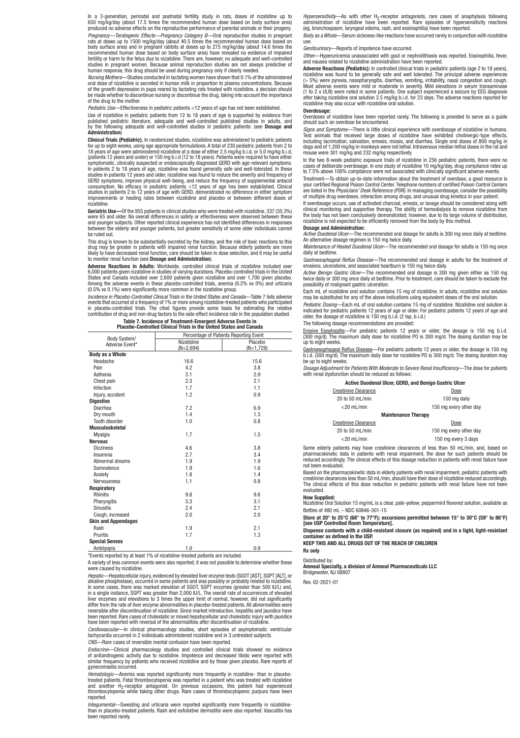In a 2-generation, perinatal and postnatal fertility study in rats, doses of nizatidine up to 650 mg/kg/day (about 17.5 times the recommended human dose based on body surface area) produced no adverse effects on the reproductive performance of parental animals or their progeny.

*Pregnancy—Teratogenic Effects—Pregnancy Category B*—Oral reproduction studies in pregnant rats at doses up to 1500 mg/kg/day (about 40.5 times the recommended human dose based on body surface area) and in pregnant rabbits at doses up to 275 mg/kg/day (about 14.6 times the recommended human dose based on body surface area) have revealed no evidence of impaired fertility or harm to the fetus due to nizatidine. There are, however, no adequate and well-controlled studies in pregnant women. Because animal reproduction studies are not always predictive of human response, this drug should be used during pregnancy only if clearly needed.

*Nursing Mothers*—Studies conducted in lactating women have shown that 0.1% of the administered oral dose of nizatidine is secreted in human milk in proportion to plasma concentrations. Because of the growth depression in pups reared by lactating rats treated with nizatidine, a decision should be made whether to discontinue nursing or discontinue the drug, taking into account the importance of the drug to the mother.

*Pediatric Use*—Effectiveness in pediatric patients <12 years of age has not been established.

Use of nizatidine in pediatric patients from 12 to 18 years of age is supported by evidence from published pediatric literature, adequate and well-controlled published studies in adults, and by the following adequate and well-controlled studies in pediatric patients: (see **Dosage and Administration**)

**Clinical Trials (Pediatric).** In randomized studies, nizatidine was administered to pediatric patients for up to eight weeks, using age appropriate formulations. A total of 230 pediatric patients from 2 to 18 years of age were administered nizatidine at a dose of either 2.5 mg/kg b.i.d, or 5.0 mg/kg b.i.d, (patients 12 years and under) or 150 mg b.i.d (12 to 18 years). Patients were required to have either symptomatic, clinically suspected or endoscopically diagnosed GERD with age-relevant symptoms. In patients 2 to 18 years of age, nizatidine was found generally safe and well-tolerated. In these studies in patients 12 years and older, nizatidine was found to reduce the severity and frequency of GERD symptoms, improve physical well-being, and reduce the frequency of supplemental antacid consumption. No efficacy in pediatric patients <12 years of age has been established. Clinical studies in patients 2 to 12 years of age with GERD, demonstrated no difference in either symptom improvements or healing rates between nizatidine and placebo or between different doses of nizatidine.

**Geriatric Use—**Of the 955 patients in clinical studies who were treated with nizatidine, 337 (35.3%) were 65 and older. No overall differences in safety or effectiveness were observed between these and younger subjects. Other reported clinical experience has not identified differences in responses between the elderly and younger patients, but greater sensitivity of some older individuals cannot be ruled out.

This drug is known to be substantially excreted by the kidney, and the risk of toxic reactions to this drug may be greater in patients with impaired renal function. Because elderly patients are more likely to have decreased renal function, care should be taken in dose selection, and it may be useful to monitor renal function (see **Dosage and Administration**).

**Adverse Reactions in Adults:** Worldwide, controlled clinical trials of nizatidine included over 6,000 patients given nizatidine in studies of varying durations. Placebo-controlled trials in the United States and Canada included over 2,600 patients given nizatidine and over 1,700 given placebo. Among the adverse events in these placebo-controlled trials, anemia (0.2% vs 0%) and urticaria (0.5% vs 0.1%) were significantly more common in the nizatidine group.

*Incidence in Placebo-Controlled Clinical Trials in the United States and Canada*—Table 7 lists adverse events that occurred at a frequency of 1% or more among nizatidine-treated patients who participated in placebo-controlled trials. The cited figures provide some basis for estimating the relative contribution of drug and non-drug factors to the side-effect incidence rate in the population studied.

**Table 7. Incidence of Treatment-Emergent Adverse Events in Placebo-Controlled Clinical Trials in the United States and Canada**

| Body System/ Adverse Event* | Percentage of Patients Reporting Event | |
|---|---|---|
| | Nizatidine (N=2,694) | Placebo (N=1,729) |
| **Body as a Whole** | | |
| Headache | 16.6 | 15.6 |
| Pain | 4.2 | 3.8 |
| Asthenia | 3.1 | 2.9 |
| Chest pain | 2.3 | 2.1 |
| Infection | 1.7 | 1.1 |
| Injury, accident | 1.2 | 0.9 |
| **Digestive** | | |
| Diarrhea | 7.2 | 6.9 |
| Dry mouth | 1.4 | 1.3 |
| Tooth disorder | 1.0 | 0.8 |
| **Musculoskeletal** | | |
| Myalgia | 1.7 | 1.5 |
| **Nervous** | | |
| Dizziness | 4.6 | 3.8 |
| Insomnia | 2.7 | 3.4 |
| Abnormal dreams | 1.9 | 1.9 |
| Somnolence | 1.9 | 1.6 |
| Anxiety | 1.8 | 1.4 |
| Nervousness | 1.1 | 0.8 |
| **Respiratory** | | |
| Rhinitis | 9.8 | 9.6 |
| Pharyngitis | 3.3 | 3.1 |
| Sinusitis | 2.4 | 2.1 |
| Cough, increased | 2.0 | 2.0 |
| **Skin and Appendages** | | |
| Rash | 1.9 | 2.1 |
| Pruritis | 1.7 | 1.3 |
| **Special Senses** | | |
| Amblyopia | 1.0 | 0.9 |

*Events reported by at least 1% of nizatidine-treated patients are included.

A variety of less common events were also reported; it was not possible to determine whether these were caused by nizatidine.

*Hepatic*—Hepatocellular injury, evidenced by elevated liver enzyme tests (SGOT [AST], SGPT [ALT], or alkaline phosphatase), occurred in some patients and was possibly or probably related to nizatidine. In some cases, there was marked elevation of SGOT, SGPT enzymes (greater than 500 IU/L) and, in a single instance, SGPT was greater than 2,000 IU/L. The overall rate of occurrences of elevated liver enzymes and elevations to 3 times the upper limit of normal, however, did not significantly differ from the rate of liver enzyme abnormalities in placebo-treated patients. All abnormalities were reversible after discontinuation of nizatidine. Since market introduction, hepatitis and jaundice have been reported. Rare cases of cholestatic or mixed hepatocellular and cholestatic injury with jaundice have been reported with reversal of the abnormalities after discontinuation of nizatidine.

*Cardiovascular*—In clinical pharmacology studies, short episodes of asymptomatic ventricular tachycardia occurred in 2 individuals administered nizatidine and in 3 untreated subjects.

*CNS*—Rare cases of reversible mental confusion have been reported.

*Endocrine*—Clinical pharmacology studies and controlled clinical trials showed no evidence of antiandrogenic activity due to nizatidine. Impotence and decreased libido were reported with similar frequency by patients who received nizatidine and by those given placebo. Rare reports of gynecomastia occurred.

*Hematologic*—Anemia was reported significantly more frequently in nizatidine- than in placebo-treated patients. Fatal thrombocytopenia was reported in a patient who was treated with nizatidine and another $H_2$-receptor antagonist. On previous occasions, this patient had experienced thrombocytopenia while taking other drugs. Rare cases of thrombocytopenic purpura have been reported.

*Integumental*—Sweating and urticaria were reported significantly more frequently in nizatidine- than in placebo-treated patients. Rash and exfoliative dermatitis were also reported. Vasculitis has been reported rarely.

*Hypersensitivity*—As with other $H_2$-receptor antagonists, rare cases of anaphylaxis following administration of nizatidine have been reported. Rare episodes of hypersensitivity reactions (eg, bronchospasm, laryngeal edema, rash, and eosinophilia) have been reported.

*Body as a Whole*—Serum sickness-like reactions have occurred rarely in conjunction with nizatidine use.

*Genitourinary*—Reports of impotence have occurred.

*Other*—Hyperuricemia unassociated with gout or nephrolithiasis was reported. Eosinophilia, fever, and nausea related to nizatidine administration have been reported.

**Adverse Reactions (Pediatric):** In controlled clinical trials in pediatric patients (age 2 to 18 years), nizatidine was found to be generally safe and well tolerated. The principal adverse experiences (> 5%) were pyrexia, nasopharyngitis, diarrhea, vomiting, irritability, nasal congestion and cough. Most adverse events were mild or moderate in severity. Mild elevations in serum transaminase (1 to 2 x ULN) were noted in some patients. One subject experienced a seizure by EEG diagnosis after taking nizatidine oral solution 2.5 mg/kg b.i.d. for 23 days. The adverse reactions reported for nizatidine may also occur with nizatidine oral solution.

**Overdosage:**

Overdoses of nizatidine have been reported rarely. The following is provided to serve as a guide should such an overdose be encountered.

*Signs and Symptoms*—There is little clinical experience with overdosage of nizatidine in humans. Test animals that received large doses of nizatidine have exhibited cholinergic-type effects, including lacrimation, salivation, emesis, miosis, and diarrhea. Single oral doses of 800 mg/kg in dogs and of 1,200 mg/kg in monkeys were not lethal. Intravenous median lethal doses in the rat and mouse were 301 mg/kg and 232 mg/kg respectively.

In the two 8-week pediatric exposure trials of nizatidine in 256 pediatric patients, there were no cases of deliberate overdosage. In one study of nizatidine 10 mg/kg/day, drug compliance rates up to 7.5% above 100% compliance were not associated with clinically significant adverse events.

Treatment—To obtain up-to-date information about the treatment of overdose, a good resource is your certified Regional Poison Control Center. Telephone numbers of certified Poison Control Centers are listed in the *Physicians' Desk Reference (PDR)*. In managing overdosage, consider the possibility of multiple drug overdoses, interaction among drugs, and unusual drug kinetics in your patient.

If overdosage occurs, use of activated charcoal, emesis, or lavage should be considered along with clinical monitoring and supportive therapy. The ability of hemodialysis to remove nizatidine from the body has not been conclusively demonstrated; however, due to its large volume of distribution, nizatidine is not expected to be efficiently removed from the body by this method.

**Dosage and Administration:**

*Active Duodenal Ulcer*—The recommended oral dosage for adults is 300 mg once daily at bedtime. An alternative dosage regimen is 150 mg twice daily.

*Maintenance of Healed Duodenal Ulcer*—The recommended oral dosage for adults is 150 mg once daily at bedtime.

*Gastroesophageal Reflux Disease*—The recommended oral dosage in adults for the treatment of erosions, ulcerations, and associated heartburn is 150 mg twice daily.

*Active Benign Gastric Ulcer*—The recommended oral dosage is 300 mg given either as 150 mg twice daily or 300 mg once daily at bedtime. Prior to treatment, care should be taken to exclude the possibility of malignant gastric ulceration.

Each mL of nizatidine oral solution contains 15 mg of nizatidine. In adults, nizatidine oral solution may be substituted for any of the above indications using equivalent doses of the oral solution.

*Pediatric Dosing*—Each mL of oral solution contains 15 mg of nizatidine. Nizatidine oral solution is indicated for pediatric patients 12 years of age or older. For pediatric patients 12 years of age and older, the dosage of nizatidine is 150 mg b.i.d. (2 tsp, b.i.d.)

The following dosage recommendations are provided:

Erosive Esophagitis—For pediatric patients 12 years or older, the dosage is 150 mg b.i.d. (300 mg/d). The maximum daily dose for nizatidine PO is 300 mg/d. The dosing duration may be up to eight weeks.

Gastroesophageal Reflux Disease—For pediatric patients 12 years or older, the dose is 150 mg b.i.d. (300 mg/d). The maximum daily dose for nizatidine PO is 300 mg/d. The dosing duration may be up to eight weeks.

*Dosage Adjustment for Patients With Moderate to Severe Renal Insufficiency*—The dose for patients with renal dysfunction should be reduced as follows:

**Active Duodenal Ulcer, GERD, and Benign Gastric Ulcer**

| Creatinine Clearance | Dose |
|---|---|
| 20 to 50 mL/min | 150 mg daily |
| <20 mL/min | 150 mg every other day |

**Maintenance Therapy**

| Creatinine Clearance | Dose |
|---|---|
| 20 to 50 mL/min | 150 mg every other day |
| <20 mL/min | 150 mg every 3 days |

Some elderly patients may have creatinine clearances of less than 50 mL/min, and, based on pharmacokinetic data in patients with renal impairment, the dose for such patients should be reduced accordingly. The clinical effects of this dosage reduction in patients with renal failure have not been evaluated.

Based on the pharmacokinetic data in elderly patients with renal impairment, pediatric patients with creatinine clearances less than 50 mL/min, should have their dose of nizatidine reduced accordingly. The clinical effects of this dose reduction in pediatric patients with renal failure have not been evaluated.

**How Supplied:**

Nizatidine Oral Solution 15 mg/mL is a clear, pale-yellow, peppermint flavored solution, available as Bottles of 480 mL – NDC 60846-301-15

**Store at 20° to 25°C (68° to 77°F); excursions permitted between 15° to 30°C (59° to 86°F) [see USP Controlled Room Temperature].**

**Dispense contents with a child-resistant closure (as required) and in a tight, light-resistant container as defined in the USP.**

**KEEP THIS AND ALL DRUGS OUT OF THE REACH OF CHILDREN**

**Rx only**

Distributed by:
**Amneal Specialty, a division of Amneal Pharmaceuticals LLC**
Bridgewater, NJ 08807

Rev. 02-2021-01